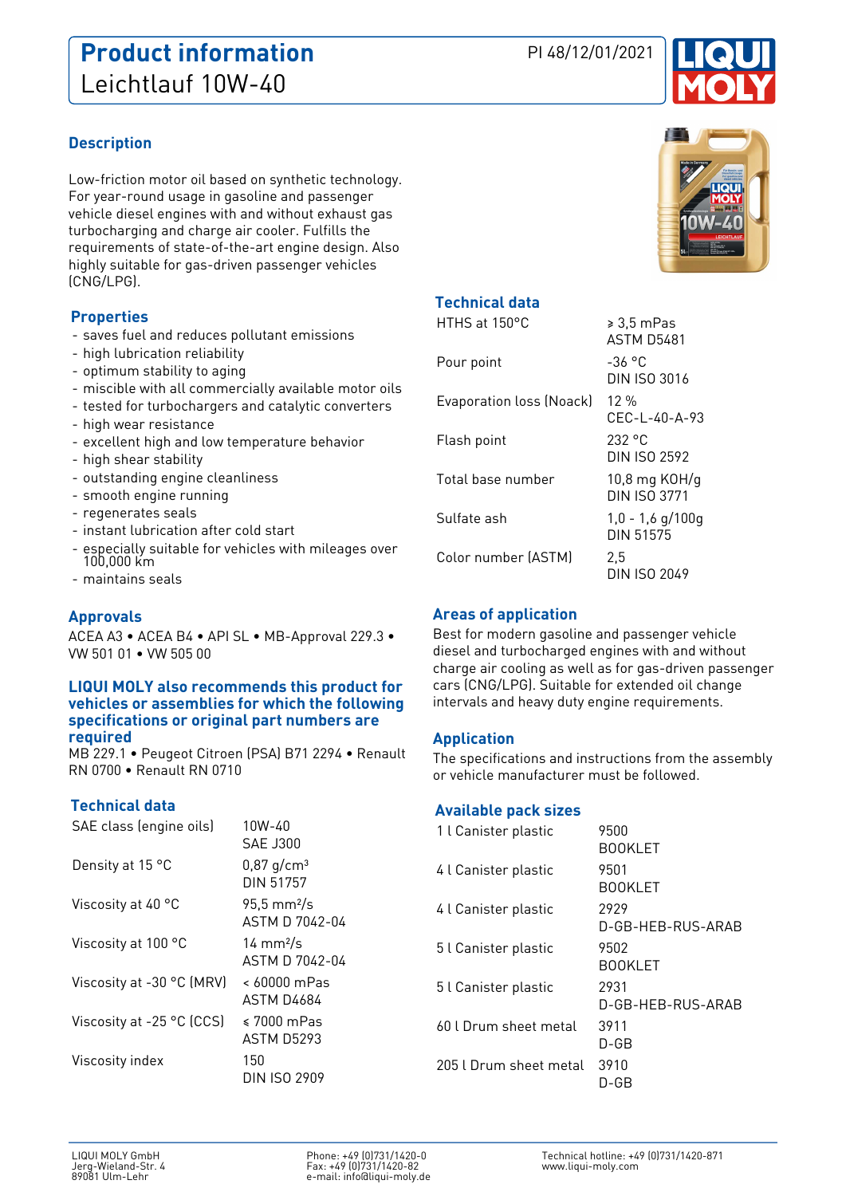# Product information

## Leichtlauf 10W-40

PI 48/12/01/2021

### Description

Low-friction motor oil based on synthetic technology. For year-round usage in gasoline and passenger vehicle diesel engines with and without exhaust gas turbocharging and charge air cooler. Fulfills the requirements of state-of-the-art engine design. Also highly suitable for gas-driven passenger vehicles (CNG/LPG).

### Properties

- saves fuel and reduces pollutant emissions
- high lubrication reliability
- optimum stability to aging
- miscible with all commercially available motor oils
- tested for turbochargers and catalytic converters
- high wear resistance
- excellent high and low temperature behavior
- high shear stability
- outstanding engine cleanliness
- smooth engine running
- regenerates seals
- instant lubrication after cold start
- especially suitable for vehicles with mileages over 100,000 km
- maintains seals

### Approvals

ACEA A3 • ACEA B4 • API SL • MB-Approval 229.3 • VW 501 01 • VW 505 00

### LIQUI MOLY also recommends this product for vehicles or assemblies for which the following specifications or original part numbers are required

MB 229.1 • Peugeot Citroen (PSA) B71 2294 • Renault RN 0700 • Renault RN 0710

### Technical data

| | |
|---|---|
| SAE class (engine oils) | 10W-40<br>SAE J300 |
| Density at 15 °C | 0,87 g/cm³<br>DIN 51757 |
| Viscosity at 40 °C | 95,5 mm²/s<br>ASTM D 7042-04 |
| Viscosity at 100 °C | 14 mm²/s<br>ASTM D 7042-04 |
| Viscosity at -30 °C (MRV) | < 60000 mPas<br>ASTM D4684 |
| Viscosity at -25 °C (CCS) | ≤ 7000 mPas<br>ASTM D5293 |
| Viscosity index | 150<br>DIN ISO 2909 |
| HTHS at 150°C | ≥ 3,5 mPas<br>ASTM D5481 |
| Pour point | -36 °C<br>DIN ISO 3016 |
| Evaporation loss (Noack) | 12 %<br>CEC-L-40-A-93 |
| Flash point | 232 °C<br>DIN ISO 2592 |
| Total base number | 10,8 mg KOH/g<br>DIN ISO 3771 |
| Sulfate ash | 1,0 - 1,6 g/100g<br>DIN 51575 |
| Color number (ASTM) | 2,5<br>DIN ISO 2049 |

### Areas of application

Best for modern gasoline and passenger vehicle diesel and turbocharged engines with and without charge air cooling as well as for gas-driven passenger cars (CNG/LPG). Suitable for extended oil change intervals and heavy duty engine requirements.

### Application

The specifications and instructions from the assembly or vehicle manufacturer must be followed.

### Available pack sizes

| | |
|---|---|
| 1 l Canister plastic | 9500<br>BOOKLET |
| 4 l Canister plastic | 9501<br>BOOKLET |
| 4 l Canister plastic | 2929<br>D-GB-HEB-RUS-ARAB |
| 5 l Canister plastic | 9502<br>BOOKLET |
| 5 l Canister plastic | 2931<br>D-GB-HEB-RUS-ARAB |
| 60 l Drum sheet metal | 3911<br>D-GB |
| 205 l Drum sheet metal | 3910<br>D-GB |

LIQUI MOLY GmbH
Jerg-Wieland-Str. 4
89081 Ulm-Lehr

Phone: +49 (0)731/1420-0
Fax: +49 (0)731/1420-82
e-mail: info@liqui-moly.de

Technical hotline: +49 (0)731/1420-871
www.liqui-moly.com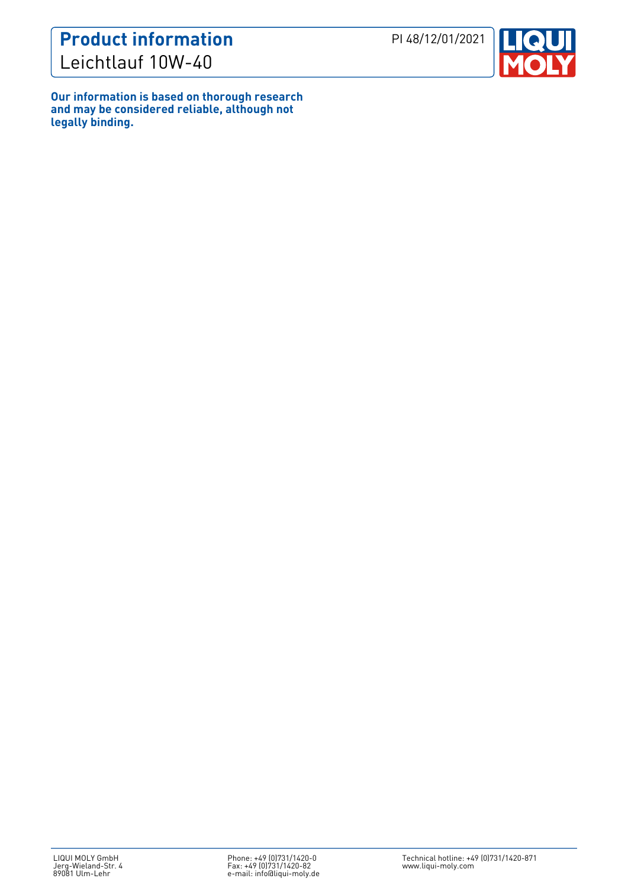**Our information is based on thorough research and may be considered reliable, although not legally binding.**